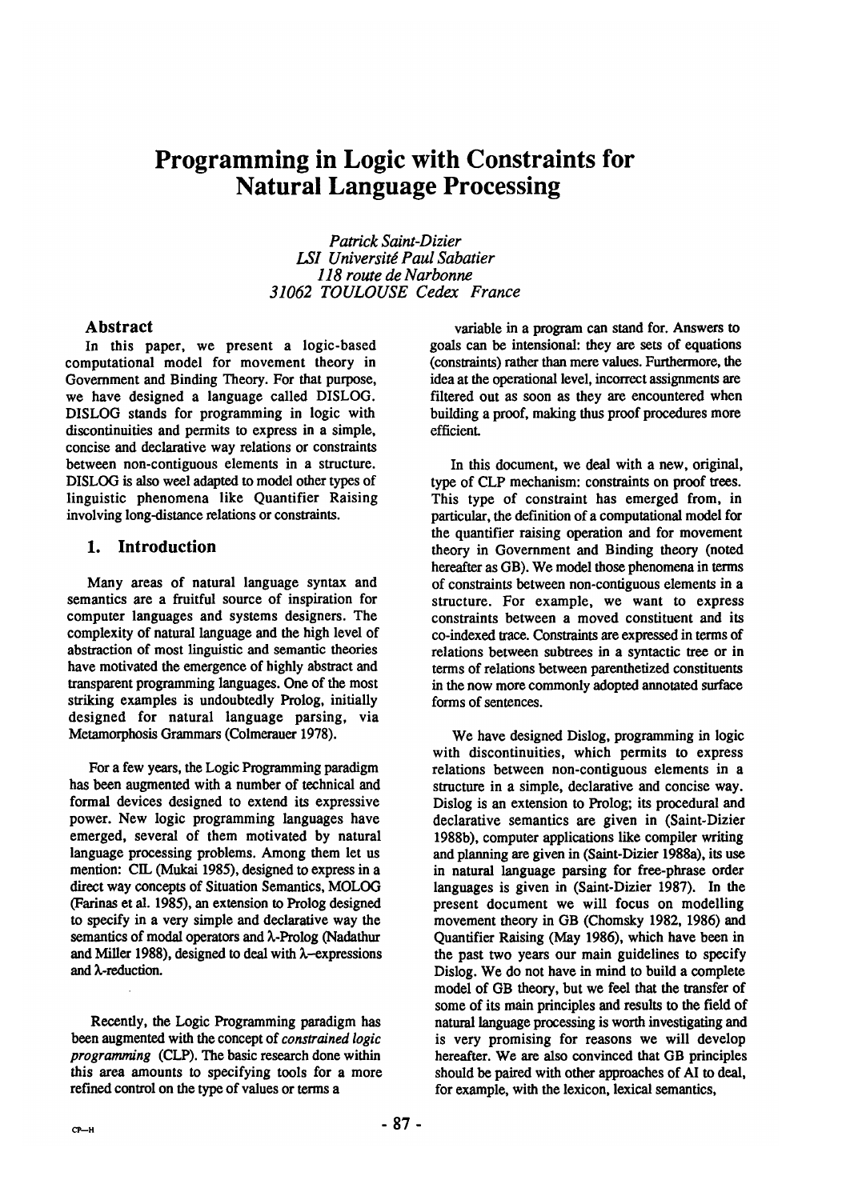# Programming in Logic with Constraints for Natural Language Processing

*Patrick Saint-Dizier*
*LSI Université Paul Sabatier*
*118 route de Narbonne*
*31062 TOULOUSE Cedex France*

## Abstract

In this paper, we present a logic-based computational model for movement theory in Government and Binding Theory. For that purpose, we have designed a language called DISLOG. DISLOG stands for programming in logic with discontinuities and permits to express in a simple, concise and declarative way relations or constraints between non-contiguous elements in a structure. DISLOG is also weel adapted to model other types of linguistic phenomena like Quantifier Raising involving long-distance relations or constraints.

## 1. Introduction

Many areas of natural language syntax and semantics are a fruitful source of inspiration for computer languages and systems designers. The complexity of natural language and the high level of abstraction of most linguistic and semantic theories have motivated the emergence of highly abstract and transparent programming languages. One of the most striking examples is undoubtedly Prolog, initially designed for natural language parsing, via Metamorphosis Grammars (Colmerauer 1978).

For a few years, the Logic Programming paradigm has been augmented with a number of technical and formal devices designed to extend its expressive power. New logic programming languages have emerged, several of them motivated by natural language processing problems. Among them let us mention: CIL (Mukai 1985), designed to express in a direct way concepts of Situation Semantics, MOLOG (Farinas et al. 1985), an extension to Prolog designed to specify in a very simple and declarative way the semantics of modal operators and λ-Prolog (Nadathur and Miller 1988), designed to deal with λ-expressions and λ-reduction.

Recently, the Logic Programming paradigm has been augmented with the concept of *constrained logic programming* (CLP). The basic research done within this area amounts to specifying tools for a more refined control on the type of values or terms a variable in a program can stand for. Answers to goals can be intensional: they are sets of equations (constraints) rather than mere values. Furthermore, the idea at the operational level, incorrect assignments are filtered out as soon as they are encountered when building a proof, making thus proof procedures more efficient.

In this document, we deal with a new, original, type of CLP mechanism: constraints on proof trees. This type of constraint has emerged from, in particular, the definition of a computational model for the quantifier raising operation and for movement theory in Government and Binding theory (noted hereafter as GB). We model those phenomena in terms of constraints between non-contiguous elements in a structure. For example, we want to express constraints between a moved constituent and its co-indexed trace. Constraints are expressed in terms of relations between subtrees in a syntactic tree or in terms of relations between parenthetized constituents in the now more commonly adopted annotated surface forms of sentences.

We have designed Dislog, programming in logic with discontinuities, which permits to express relations between non-contiguous elements in a structure in a simple, declarative and concise way. Dislog is an extension to Prolog; its procedural and declarative semantics are given in (Saint-Dizier 1988b), computer applications like compiler writing and planning are given in (Saint-Dizier 1988a), its use in natural language parsing for free-phrase order languages is given in (Saint-Dizier 1987). In the present document we will focus on modelling movement theory in GB (Chomsky 1982, 1986) and Quantifier Raising (May 1986), which have been in the past two years our main guidelines to specify Dislog. We do not have in mind to build a complete model of GB theory, but we feel that the transfer of some of its main principles and results to the field of natural language processing is worth investigating and is very promising for reasons we will develop hereafter. We are also convinced that GB principles should be paired with other approaches of AI to deal, for example, with the lexicon, lexical semantics,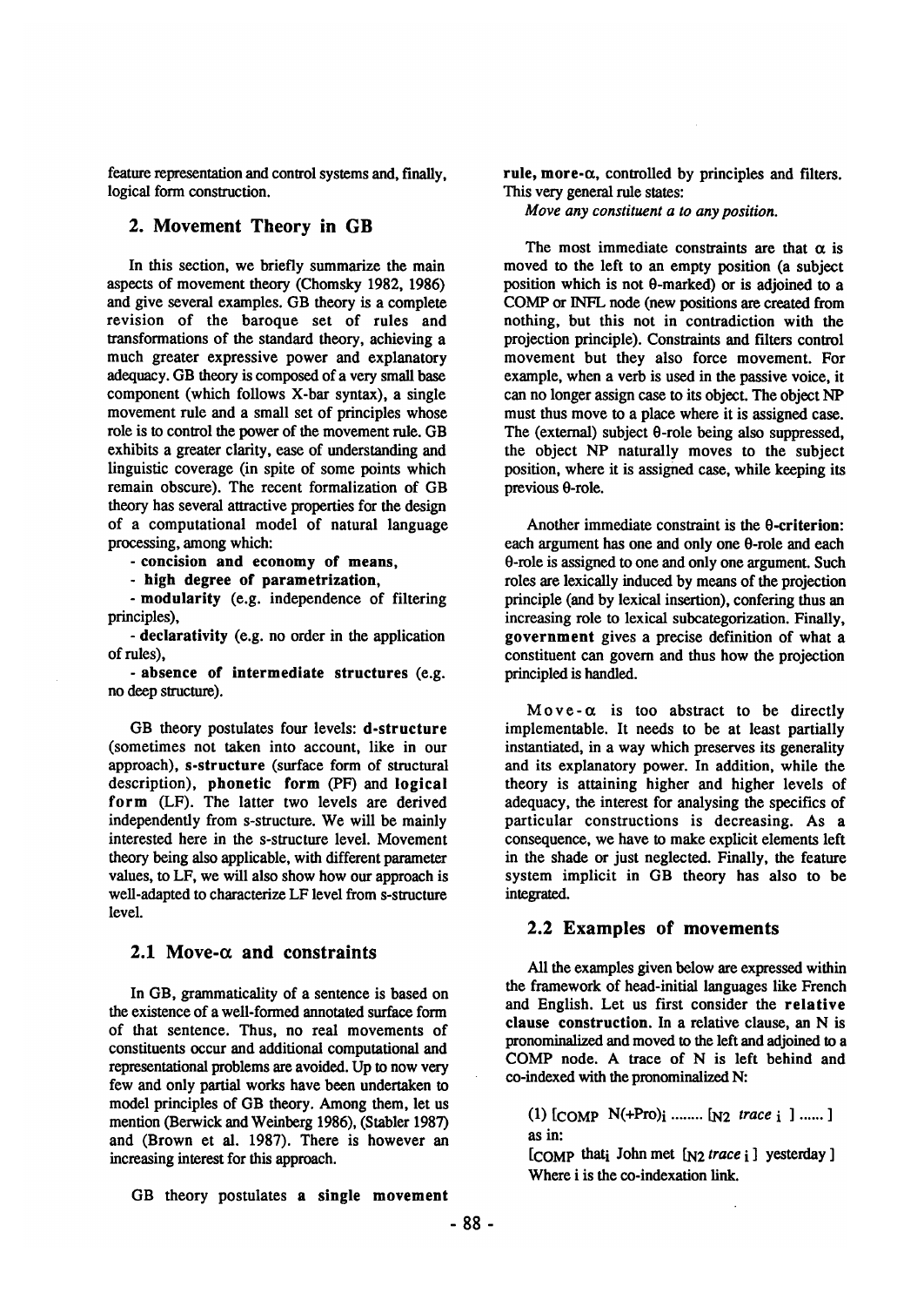feature representation and control systems and, finally, logical form construction.

## 2. Movement Theory in GB

In this section, we briefly summarize the main aspects of movement theory (Chomsky 1982, 1986) and give several examples. GB theory is a complete revision of the baroque set of rules and transformations of the standard theory, achieving a much greater expressive power and explanatory adequacy. GB theory is composed of a very small base component (which follows X-bar syntax), a single movement rule and a small set of principles whose role is to control the power of the movement rule. GB exhibits a greater clarity, ease of understanding and linguistic coverage (in spite of some points which remain obscure). The recent formalization of GB theory has several attractive properties for the design of a computational model of natural language processing, among which:

- **concision and economy of means**,
- **high degree of parametrization**,
- **modularity** (e.g. independence of filtering principles),
- **declarativity** (e.g. no order in the application of rules),
- **absence of intermediate structures** (e.g. no deep structure).

GB theory postulates four levels: **d-structure** (sometimes not taken into account, like in our approach), **s-structure** (surface form of structural description), **phonetic form** (PF) and **logical form** (LF). The latter two levels are derived independently from s-structure. We will be mainly interested here in the s-structure level. Movement theory being also applicable, with different parameter values, to LF, we will also show how our approach is well-adapted to characterize LF level from s-structure level.

### 2.1 Move-$\alpha$ and constraints

In GB, grammaticality of a sentence is based on the existence of a well-formed annotated surface form of that sentence. Thus, no real movements of constituents occur and additional computational and representational problems are avoided. Up to now very few and only partial works have been undertaken to model principles of GB theory. Among them, let us mention (Berwick and Weinberg 1986), (Stabler 1987) and (Brown et al. 1987). There is however an increasing interest for this approach.

GB theory postulates **a single movement rule, move-$\alpha$**, controlled by principles and filters. This very general rule states:

*Move any constituent a to any position.*

The most immediate constraints are that $\alpha$ is moved to the left to an empty position (a subject position which is not $\theta$-marked) or is adjoined to a COMP or INFL node (new positions are created from nothing, but this not in contradiction with the projection principle). Constraints and filters control movement but they also force movement. For example, when a verb is used in the passive voice, it can no longer assign case to its object. The object NP must thus move to a place where it is assigned case. The (external) subject $\theta$-role being also suppressed, the object NP naturally moves to the subject position, where it is assigned case, while keeping its previous $\theta$-role.

Another immediate constraint is the **$\theta$-criterion**: each argument has one and only one $\theta$-role and each $\theta$-role is assigned to one and only one argument. Such roles are lexically induced by means of the projection principle (and by lexical insertion), confering thus an increasing role to lexical subcategorization. Finally, **government** gives a precise definition of what a constituent can govern and thus how the projection principled is handled.

Move-$\alpha$ is too abstract to be directly implementable. It needs to be at least partially instantiated, in a way which preserves its generality and its explanatory power. In addition, while the theory is attaining higher and higher levels of adequacy, the interest for analysing the specifics of particular constructions is decreasing. As a consequence, we have to make explicit elements left in the shade or just neglected. Finally, the feature system implicit in GB theory has also to be integrated.

### 2.2 Examples of movements

All the examples given below are expressed within the framework of head-initial languages like French and English. Let us first consider the **relative clause construction.** In a relative clause, an N is pronominalized and moved to the left and adjoined to a COMP node. A trace of N is left behind and co-indexed with the pronominalized N:

(1) $[_{COMP}$ N(+Pro)$_i$ ........ $[_{N2}$ *trace* $_i$ ] ...... ]
as in:
$[_{COMP}$ that$_i$ John met $[_{N2}$ *trace* $_i$ ] yesterday ]
Where i is the co-indexation link.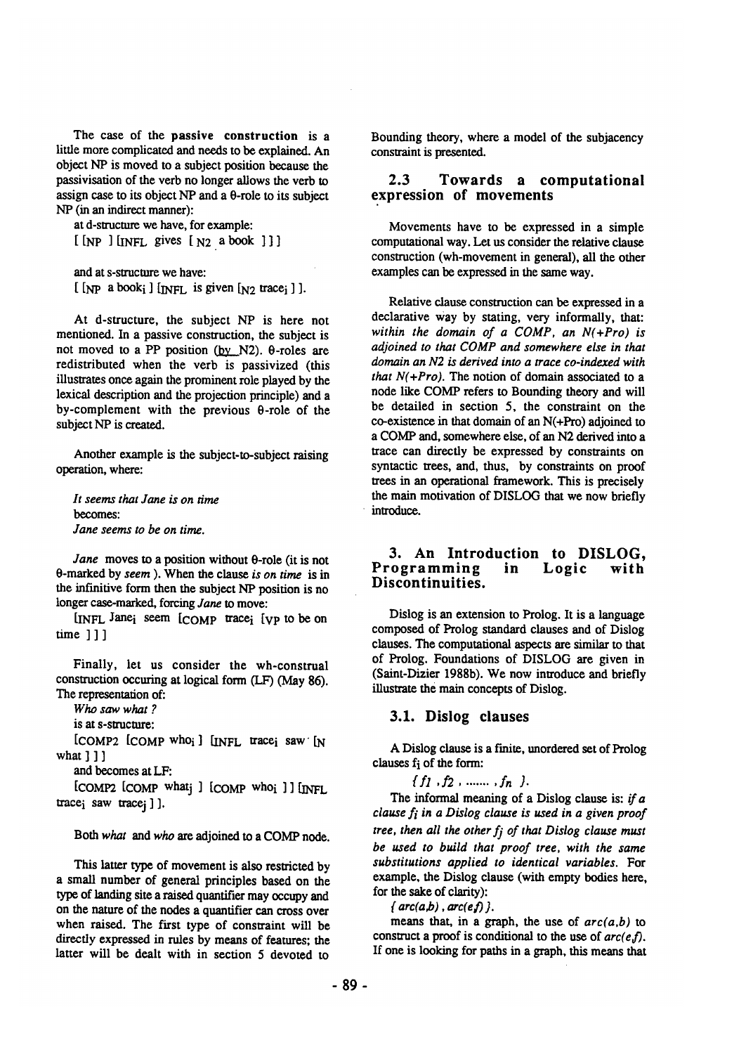The case of the **passive construction** is a little more complicated and needs to be explained. An object NP is moved to a subject position because the passivisation of the verb no longer allows the verb to assign case to its object NP and a θ-role to its subject NP (in an indirect manner):

at d-structure we have, for example:

[ $[_{NP}$ ] $[_{INFL}$ gives $[_{N2}$ a book ] ] ]

and at s-structure we have:

[ $[_{NP}$ a book$_i$ ] $[_{INFL}$ is given $[_{N2}$ trace$_i$ ] ].

At d-structure, the subject NP is here not mentioned. In a passive construction, the subject is not moved to a PP position (by N2). θ-roles are redistributed when the verb is passivized (this illustrates once again the prominent role played by the lexical description and the projection principle) and a by-complement with the previous θ-role of the subject NP is created.

Another example is the subject-to-subject raising operation, where:

*It seems that Jane is on time*
becomes:
*Jane seems to be on time.*

*Jane* moves to a position without θ-role (it is not θ-marked by *seem* ). When the clause *is on time* is in the infinitive form then the subject NP position is no longer case-marked, forcing *Jane* to move:

$[_{INFL}$ Jane$_i$ seem $[_{COMP}$ trace$_i$ $[_{VP}$ to be on time ] ] ]

Finally, let us consider the wh-construal construction occuring at logical form (LF) (May 86). The representation of:

*Who saw what ?*

is at s-structure:

$[_{COMP2}$ $[_{COMP}$ who$_i$ ] $[_{INFL}$ trace$_i$ saw $[_N$ what ] ] ]

and becomes at LF:

$[_{COMP2}$ $[_{COMP}$ what$_j$ ] $[_{COMP}$ who$_i$ ] ] $[_{INFL}$ trace$_i$ saw trace$_j$ ] ].

Both *what* and *who* are adjoined to a COMP node.

This latter type of movement is also restricted by a small number of general principles based on the type of landing site a raised quantifier may occupy and on the nature of the nodes a quantifier can cross over when raised. The first type of constraint will be directly expressed in rules by means of features; the latter will be dealt with in section 5 devoted to Bounding theory, where a model of the subjacency constraint is presented.

## 2.3 Towards a computational expression of movements

Movements have to be expressed in a simple computational way. Let us consider the relative clause construction (wh-movement in general), all the other examples can be expressed in the same way.

Relative clause construction can be expressed in a declarative way by stating, very informally, that: *within the domain of a COMP, an N(+Pro) is adjoined to that COMP and somewhere else in that domain an N2 is derived into a trace co-indexed with that N(+Pro).* The notion of domain associated to a node like COMP refers to Bounding theory and will be detailed in section 5, the constraint on the co-existence in that domain of an N(+Pro) adjoined to a COMP and, somewhere else, of an N2 derived into a trace can directly be expressed by constraints on syntactic trees, and, thus, by constraints on proof trees in an operational framework. This is precisely the main motivation of DISLOG that we now briefly introduce.

# 3. An Introduction to DISLOG, Programming in Logic with Discontinuities.

Dislog is an extension to Prolog. It is a language composed of Prolog standard clauses and of Dislog clauses. The computational aspects are similar to that of Prolog. Foundations of DISLOG are given in (Saint-Dizier 1988b). We now introduce and briefly illustrate the main concepts of Dislog.

## 3.1. Dislog clauses

A Dislog clause is a finite, unordered set of Prolog clauses $f_i$ of the form:

$\{ f1 , f2 , ....... , f_n \}.$

The informal meaning of a Dislog clause is: *if a clause $f_i$ in a Dislog clause is used in a given proof tree, then all the other $f_j$ of that Dislog clause must be used to build that proof tree, with the same substitutions applied to identical variables.* For example, the Dislog clause (with empty bodies here, for the sake of clarity):

*{ arc(a,b) , arc(e,f) }.*

means that, in a graph, the use of *arc(a,b)* to construct a proof is conditional to the use of *arc(e,f)*. If one is looking for paths in a graph, this means that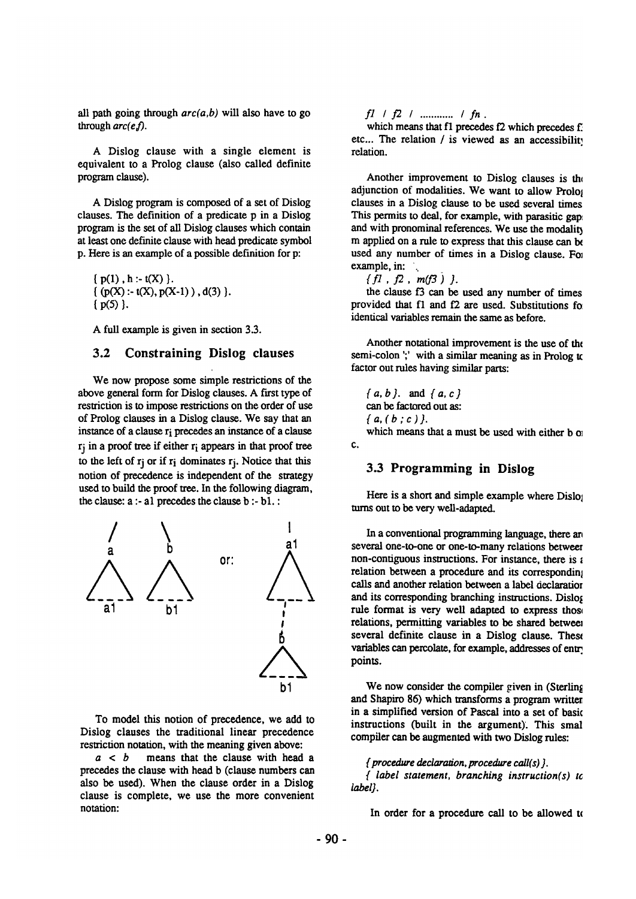all path going through *arc(a,b)* will also have to go through *arc(e,f)*.

A Dislog clause with a single element is equivalent to a Prolog clause (also called definite program clause).

A Dislog program is composed of a set of Dislog clauses. The definition of a predicate p in a Dislog program is the set of all Dislog clauses which contain at least one definite clause with head predicate symbol p. Here is an example of a possible definition for p:

```
{ p(1) , h :- t(X) }.
{ (p(X) :- t(X), p(X-1) ) , d(3) }.
{ p(5) }.
```

A full example is given in section 3.3.

## 3.2 Constraining Dislog clauses

We now propose some simple restrictions of the above general form for Dislog clauses. A first type of restriction is to impose restrictions on the order of use of Prolog clauses in a Dislog clause. We say that an instance of a clause $r_i$ precedes an instance of a clause $r_j$ in a proof tree if either $r_i$ appears in that proof tree to the left of $r_j$ or if $r_i$ dominates $r_j$. Notice that this notion of precedence is independent of the strategy used to build the proof tree. In the following diagram, the clause: a :- a1 precedes the clause b :- b1. :

a
a1
b
b1
or:
a1
b
b1

To model this notion of precedence, we add to Dislog clauses the traditional linear precedence restriction notation, with the meaning given above:

$a < b$ means that the clause with head a precedes the clause with head b (clause numbers can also be used). When the clause order in a Dislog clause is complete, we use the more convenient notation:

*f1 / f2 / ............ / fn .*

which means that f1 precedes f2 which precedes f3 etc... The relation / is viewed as an accessibility relation.

Another improvement to Dislog clauses is the adjunction of modalities. We want to allow Prolog clauses in a Dislog clause to be used several times. This permits to deal, for example, with parasitic gaps and with pronominal references. We use the modality m applied on a rule to express that this clause can be used any number of times in a Dislog clause. For example, in:

*{f1 , f2 , m(f3 ) }.*

the clause f3 can be used any number of times provided that f1 and f2 are used. Substitutions for identical variables remain the same as before.

Another notational improvement is the use of the semi-colon ';' with a similar meaning as in Prolog to factor out rules having similar parts:

*{ a, b }.* and *{ a, c }*
can be factored out as:
*{ a, ( b ; c ) }.*
which means that a must be used with either b or c.

## 3.3 Programming in Dislog

Here is a short and simple example where Dislog turns out to be very well-adapted.

In a conventional programming language, there are several one-to-one or one-to-many relations between non-contiguous instructions. For instance, there is a relation between a procedure and its corresponding calls and another relation between a label declaration and its corresponding branching instructions. Dislog rule format is very well adapted to express those relations, permitting variables to be shared between several definite clause in a Dislog clause. These variables can percolate, for example, addresses of entry points.

We now consider the compiler given in (Sterling and Shapiro 86) which transforms a program written in a simplified version of Pascal into a set of basic instructions (built in the argument). This small compiler can be augmented with two Dislog rules:

*{ procedure declaration, procedure call(s) }.*
*{ label statement, branching instruction(s) to label}.*

In order for a procedure call to be allowed to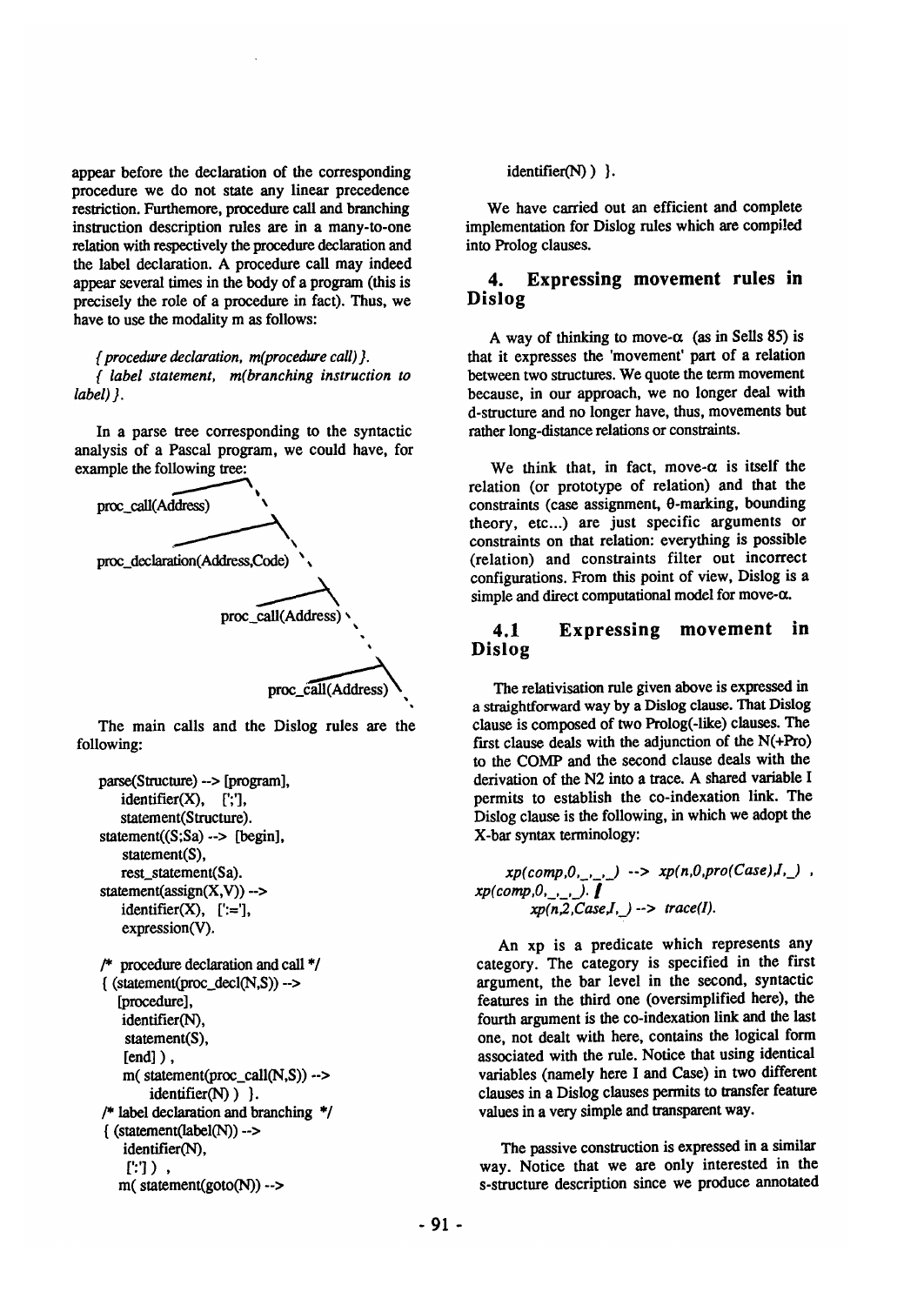appear before the declaration of the corresponding procedure we do not state any linear precedence restriction. Furthermore, procedure call and branching instruction description rules are in a many-to-one relation with respectively the procedure declaration and the label declaration. A procedure call may indeed appear several times in the body of a program (this is precisely the role of a procedure in fact). Thus, we have to use the modality m as follows:

*{ procedure declaration, m(procedure call) }.*

*{ label statement, m(branching instruction to label) }.*

In a parse tree corresponding to the syntactic analysis of a Pascal program, we could have, for example the following tree:

```
proc_call(Address)
    proc_declaration(Address,Code)
        proc_call(Address)
            proc_call(Address)
```

The main calls and the Dislog rules are the following:

```
parse(Structure) --> [program],
    identifier(X),   [';'],
    statement(Structure).
statement((S;Sa) --> [begin],
    statement(S),
    rest_statement(Sa).
statement(assign(X,V)) -->
    identifier(X),   [':='],
    expression(V).

/* procedure declaration and call */
{ (statement(proc_decl(N,S)) -->
   [procedure],
   identifier(N),
   statement(S),
   [end] ) ,
   m( statement(proc_call(N,S)) -->
       identifier(N) ) }.
/* label declaration and branching */
{ (statement(label(N)) -->
   identifier(N),
   [':'] ) ,
   m( statement(goto(N)) -->
       identifier(N) ) }.
```

We have carried out an efficient and complete implementation for Dislog rules which are compiled into Prolog clauses.

## 4. Expressing movement rules in Dislog

A way of thinking to move-$\alpha$ (as in Sells 85) is that it expresses the 'movement' part of a relation between two structures. We quote the term movement because, in our approach, we no longer deal with d-structure and no longer have, thus, movements but rather long-distance relations or constraints.

We think that, in fact, move-$\alpha$ is itself the relation (or prototype of relation) and that the constraints (case assignment, $\theta$-marking, bounding theory, etc...) are just specific arguments or constraints on that relation: everything is possible (relation) and constraints filter out incorrect configurations. From this point of view, Dislog is a simple and direct computational model for move-$\alpha$.

### 4.1 Expressing movement in Dislog

The relativisation rule given above is expressed in a straightforward way by a Dislog clause. That Dislog clause is composed of two Prolog(-like) clauses. The first clause deals with the adjunction of the N(+Pro) to the COMP and the second clause deals with the derivation of the N2 into a trace. A shared variable I permits to establish the co-indexation link. The Dislog clause is the following, in which we adopt the X-bar syntax terminology:

```
xp(comp,0,_,_,_) --> xp(n,0,pro(Case),I,_) ,
xp(comp,0,_,_,_). /
        xp(n,2,Case,I,_) --> trace(I).
```

An xp is a predicate which represents any category. The category is specified in the first argument, the bar level in the second, syntactic features in the third one (oversimplified here), the fourth argument is the co-indexation link and the last one, not dealt with here, contains the logical form associated with the rule. Notice that using identical variables (namely here I and Case) in two different clauses in a Dislog clauses permits to transfer feature values in a very simple and transparent way.

The passive construction is expressed in a similar way. Notice that we are only interested in the s-structure description since we produce annotated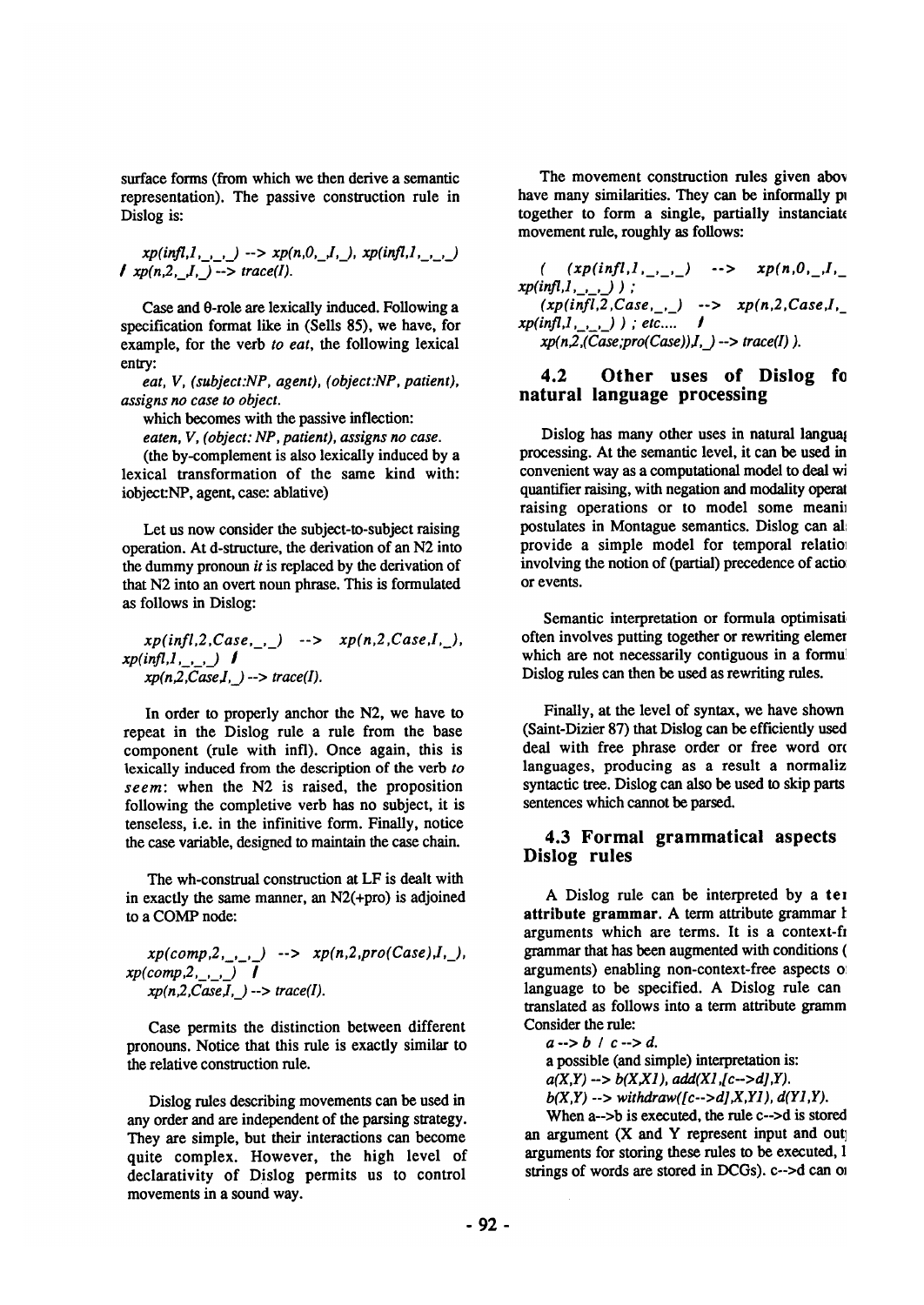surface forms (from which we then derive a semantic representation). The passive construction rule in Dislog is:

*xp(infl,1,_,_,_) --> xp(n,0,_,I,_), xp(infl,1,_,_,_)*
*/ xp(n,2,_,I,_) --> trace(I).*

Case and θ-role are lexically induced. Following a specification format like in (Sells 85), we have, for example, for the verb *to eat*, the following lexical entry:

*eat, V, (subject:NP, agent), (object:NP, patient), assigns no case to object.*

which becomes with the passive inflection:

*eaten, V, (object: NP, patient), assigns no case.*

(the by-complement is also lexically induced by a lexical transformation of the same kind with: iobject:NP, agent, case: ablative)

Let us now consider the subject-to-subject raising operation. At d-structure, the derivation of an N2 into the dummy pronoun *it* is replaced by the derivation of that N2 into an overt noun phrase. This is formulated as follows in Dislog:

*xp(infl,2,Case,_,_) --> xp(n,2,Case,I,_), xp(infl,1,_,_,_) /*
*xp(n,2,Case,I,_) --> trace(I).*

In order to properly anchor the N2, we have to repeat in the Dislog rule a rule from the base component (rule with infl). Once again, this is lexically induced from the description of the verb *to seem*: when the N2 is raised, the proposition following the completive verb has no subject, it is tenseless, i.e. in the infinitive form. Finally, notice the case variable, designed to maintain the case chain.

The wh-construal construction at LF is dealt with in exactly the same manner, an N2(+pro) is adjoined to a COMP node:

*xp(comp,2,_,_,_) --> xp(n,2,pro(Case),I,_), xp(comp,2,_,_,_) /*
*xp(n,2,Case,I,_) --> trace(I).*

Case permits the distinction between different pronouns. Notice that this rule is exactly similar to the relative construction rule.

Dislog rules describing movements can be used in any order and are independent of the parsing strategy. They are simple, but their interactions can become quite complex. However, the high level of declarativity of Dislog permits us to control movements in a sound way.

The movement construction rules given abov have many similarities. They can be informally pu together to form a single, partially instanciate movement rule, roughly as follows:

*( (xp(infl,1,_,_,_) --> xp(n,0,_,I,_ xp(infl,1,_,_,_) ) ;*
*(xp(infl,2,Case,_,_) --> xp(n,2,Case,I,_ xp(infl,1,_,_,_) ) ; etc.... /*
*xp(n,2,(Case;pro(Case)),I,_) --> trace(I) ).*

## 4.2 Other uses of Dislog fo natural language processing

Dislog has many other uses in natural languag processing. At the semantic level, it can be used in convenient way as a computational model to deal wi quantifier raising, with negation and modality operat raising operations or to model some meanin postulates in Montague semantics. Dislog can al provide a simple model for temporal relatio involving the notion of (partial) precedence of actio or events.

Semantic interpretation or formula optimisati often involves putting together or rewriting elemen which are not necessarily contiguous in a formu Dislog rules can then be used as rewriting rules.

Finally, at the level of syntax, we have shown (Saint-Dizier 87) that Dislog can be efficiently used deal with free phrase order or free word ord languages, producing as a result a normaliz syntactic tree. Dislog can also be used to skip parts sentences which cannot be parsed.

## 4.3 Formal grammatical aspects Dislog rules

A Dislog rule can be interpreted by a **te attribute grammar**. A term attribute grammar h arguments which are terms. It is a context-fr grammar that has been augmented with conditions ( arguments) enabling non-context-free aspects o language to be specified. A Dislog rule can translated as follows into a term attribute gramm Consider the rule:

*a --> b / c --> d.*

a possible (and simple) interpretation is:

*a(X,Y) --> b(X,X1), add(X1,[c-->d],Y).*

*b(X,Y) --> withdraw([c-->d],X,Y1), d(Y1,Y).*

When a-->b is executed, the rule c-->d is stored an argument (X and Y represent input and out arguments for storing these rules to be executed, l strings of words are stored in DCGs). c-->d can o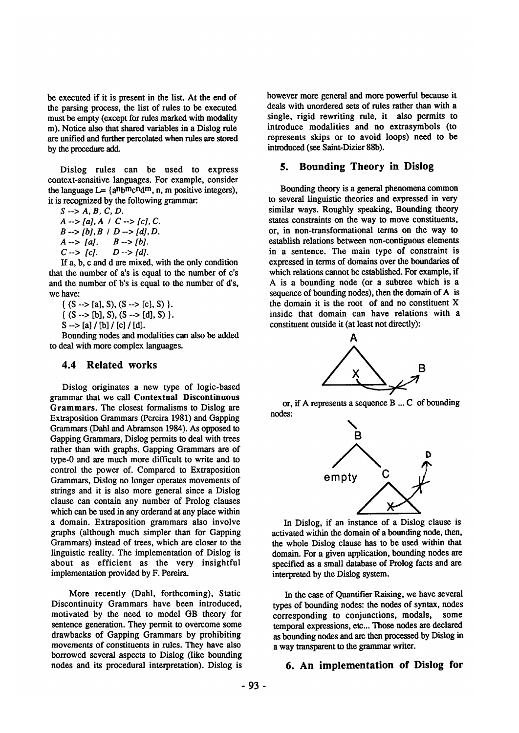be executed if it is present in the list. At the end of the parsing process, the list of rules to be executed must be empty (except for rules marked with modality m). Notice also that shared variables in a Dislog rule are unified and further percolated when rules are stored by the procedure add.

Dislog rules can be used to express context-sensitive languages. For example, consider the language L= $\{a^n b^m c^n d^m$, n, m positive integers$\}$, it is recognized by the following grammar:

```
S --> A, B, C, D.
A --> [a], A / C --> [c], C.
B --> [b], B / D --> [d], D.
A --> [a].    B --> [b].
C --> [c].    D --> [d].
```

If a, b, c and d are mixed, with the only condition that the number of a's is equal to the number of c's and the number of b's is equal to the number of d's, we have:

```
{ (S --> [a], S), (S --> [c], S) }.
{ (S --> [b], S), (S --> [d], S) }.
S --> [a] / [b] / [c] / [d].
```

Bounding nodes and modalities can also be added to deal with more complex languages.

### 4.4 Related works

Dislog originates a new type of logic-based grammar that we call **Contextual Discontinuous Grammars.** The closest formalisms to Dislog are Extraposition Grammars (Pereira 1981) and Gapping Grammars (Dahl and Abramson 1984). As opposed to Gapping Grammars, Dislog permits to deal with trees rather than with graphs. Gapping Grammars are of type-0 and are much more difficult to write and to control the power of. Compared to Extraposition Grammars, Dislog no longer operates movements of strings and it is also more general since a Dislog clause can contain any number of Prolog clauses which can be used in any orderand at any place within a domain. Extraposition grammars also involve graphs (although much simpler than for Gapping Grammars) instead of trees, which are closer to the linguistic reality. The implementation of Dislog is about as efficient as the very insightful implementation provided by F. Pereira.

More recently (Dahl, forthcoming), Static Discontinuity Grammars have been introduced, motivated by the need to model GB theory for sentence generation. They permit to overcome some drawbacks of Gapping Grammars by prohibiting movements of constituents in rules. They have also borrowed several aspects to Dislog (like bounding nodes and its procedural interpretation). Dislog is however more general and more powerful because it deals with unordered sets of rules rather than with a single, rigid rewriting rule, it also permits to introduce modalities and no extrasymbols (to represents skips or to avoid loops) need to be introduced (see Saint-Dizier 88b).

## 5. Bounding Theory in Dislog

Bounding theory is a general phenomena common to several linguistic theories and expressed in very similar ways. Roughly speaking, Bounding theory states constraints on the way to move constituents, or, in non-transformational terms on the way to establish relations between non-contiguous elements in a sentence. The main type of constraint is expressed in terms of domains over the boundaries of which relations cannot be established. For example, if A is a bounding node (or a subtree which is a sequence of bounding nodes), then the domain of A is the domain it is the root of and no constituent X inside that domain can have relations with a constituent outside it (at least not directly):

A

X

B

or, if A represents a sequence B ... C of bounding nodes:

B

empty

C

X

D

In Dislog, if an instance of a Dislog clause is activated within the domain of a bounding node, then, the whole Dislog clause has to be used within that domain. For a given application, bounding nodes are specified as a small database of Prolog facts and are interpreted by the Dislog system.

In the case of Quantifier Raising, we have several types of bounding nodes: the nodes of syntax, nodes corresponding to conjunctions, modals, some temporal expressions, etc... Those nodes are declared as bounding nodes and are then processed by Dislog in a way transparent to the grammar writer.

## 6. An implementation of Dislog for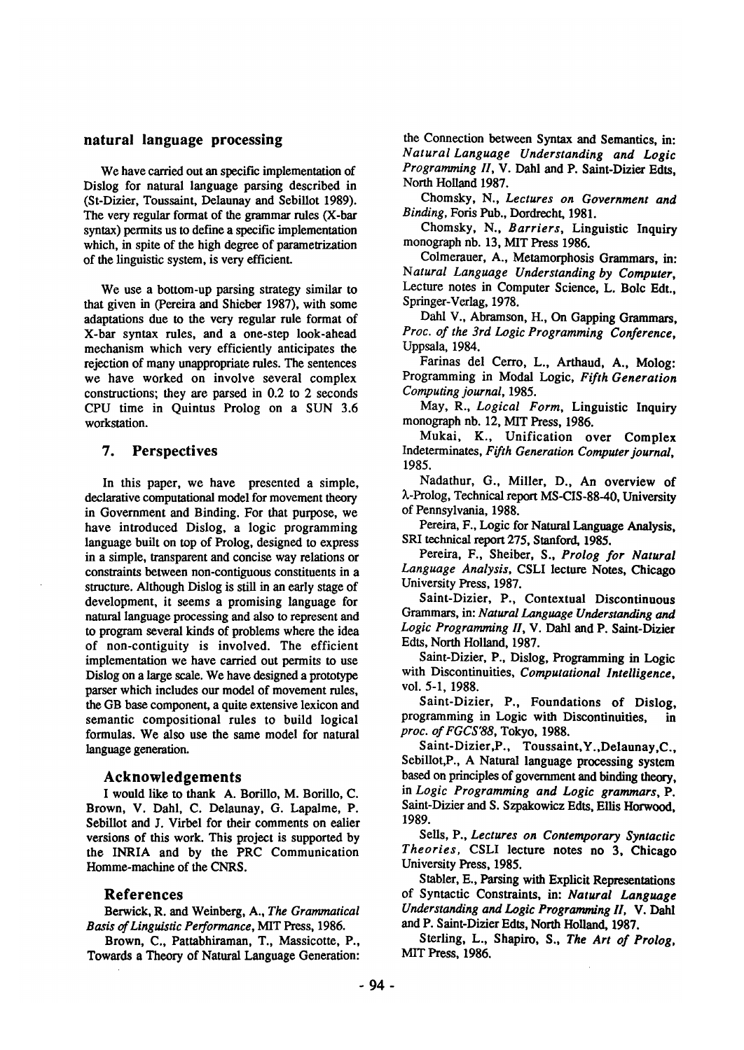### natural language processing

We have carried out an specific implementation of Dislog for natural language parsing described in (St-Dizier, Toussaint, Delaunay and Sebillot 1989). The very regular format of the grammar rules (X-bar syntax) permits us to define a specific implementation which, in spite of the high degree of parametrization of the linguistic system, is very efficient.

We use a bottom-up parsing strategy similar to that given in (Pereira and Shieber 1987), with some adaptations due to the very regular rule format of X-bar syntax rules, and a one-step look-ahead mechanism which very efficiently anticipates the rejection of many unappropriate rules. The sentences we have worked on involve several complex constructions; they are parsed in 0.2 to 2 seconds CPU time in Quintus Prolog on a SUN 3.6 workstation.

## 7. Perspectives

In this paper, we have presented a simple, declarative computational model for movement theory in Government and Binding. For that purpose, we have introduced Dislog, a logic programming language built on top of Prolog, designed to express in a simple, transparent and concise way relations or constraints between non-contiguous constituents in a structure. Although Dislog is still in an early stage of development, it seems a promising language for natural language processing and also to represent and to program several kinds of problems where the idea of non-contiguity is involved. The efficient implementation we have carried out permits to use Dislog on a large scale. We have designed a prototype parser which includes our model of movement rules, the GB base component, a quite extensive lexicon and semantic compositional rules to build logical formulas. We also use the same model for natural language generation.

## Acknowledgements

I would like to thank A. Borillo, M. Borillo, C. Brown, V. Dahl, C. Delaunay, G. Lapalme, P. Sebillot and J. Virbel for their comments on ealier versions of this work. This project is supported by the INRIA and by the PRC Communication Homme-machine of the CNRS.

## References

Berwick, R. and Weinberg, A., *The Grammatical Basis of Linguistic Performance*, MIT Press, 1986.

Brown, C., Pattabhiraman, T., Massicotte, P., Towards a Theory of Natural Language Generation: the Connection between Syntax and Semantics, in: *Natural Language Understanding and Logic Programming II*, V. Dahl and P. Saint-Dizier Edts, North Holland 1987.

Chomsky, N., *Lectures on Government and Binding*, Foris Pub., Dordrecht, 1981.

Chomsky, N., *Barriers*, Linguistic Inquiry monograph nb. 13, MIT Press 1986.

Colmerauer, A., Metamorphosis Grammars, in: *Natural Language Understanding by Computer*, Lecture notes in Computer Science, L. Bolc Edt., Springer-Verlag, 1978.

Dahl V., Abramson, H., On Gapping Grammars, *Proc. of the 3rd Logic Programming Conference*, Uppsala, 1984.

Farinas del Cerro, L., Arthaud, A., Molog: Programming in Modal Logic, *Fifth Generation Computing journal*, 1985.

May, R., *Logical Form*, Linguistic Inquiry monograph nb. 12, MIT Press, 1986.

Mukai, K., Unification over Complex Indeterminates, *Fifth Generation Computer journal*, 1985.

Nadathur, G., Miller, D., An overview of λ-Prolog, Technical report MS-CIS-88-40, University of Pennsylvania, 1988.

Pereira, F., Logic for Natural Language Analysis, SRI technical report 275, Stanford, 1985.

Pereira, F., Sheiber, S., *Prolog for Natural Language Analysis*, CSLI lecture Notes, Chicago University Press, 1987.

Saint-Dizier, P., Contextual Discontinuous Grammars, in: *Natural Language Understanding and Logic Programming II*, V. Dahl and P. Saint-Dizier Edts, North Holland, 1987.

Saint-Dizier, P., Dislog, Programming in Logic with Discontinuities, *Computational Intelligence*, vol. 5-1, 1988.

Saint-Dizier, P., Foundations of Dislog, programming in Logic with Discontinuities, in *proc. of FGCS'88*, Tokyo, 1988.

Saint-Dizier,P., Toussaint,Y.,Delaunay,C., Sebillot,P., A Natural language processing system based on principles of government and binding theory, in *Logic Programming and Logic grammars*, P. Saint-Dizier and S. Szpakowicz Edts, Ellis Horwood, 1989.

Sells, P., *Lectures on Contemporary Syntactic Theories*, CSLI lecture notes no 3, Chicago University Press, 1985.

Stabler, E., Parsing with Explicit Representations of Syntactic Constraints, in: *Natural Language Understanding and Logic Programming II*, V. Dahl and P. Saint-Dizier Edts, North Holland, 1987.

Sterling, L., Shapiro, S., *The Art of Prolog*, MIT Press, 1986.